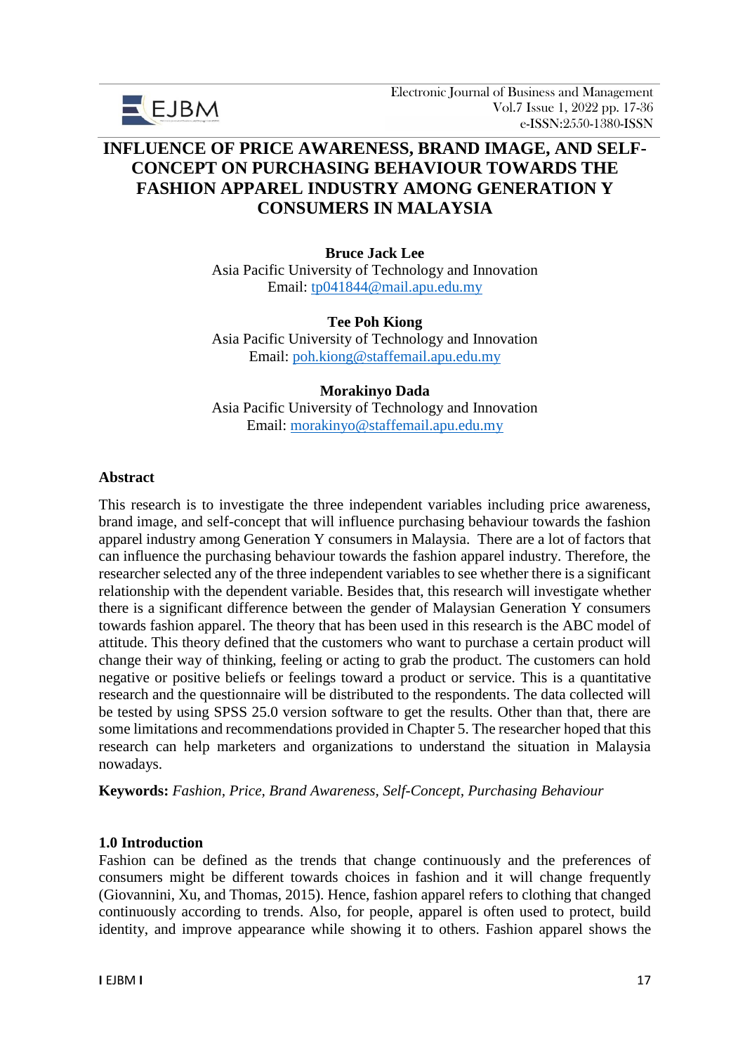# INFLUENCE OF PRICE AWARENESS, BRAND IMAGE, AND SELF-CONCEPT ON PURCHASING BEHAVIOUR TOWARDS THE FASHION APPAREL INDUSTRY AMONG GENERATION Y CONSUMERS IN MALAYSIA

**Bruce Jack Lee**
Asia Pacific University of Technology and Innovation
Email: tp041844@mail.apu.edu.my

**Tee Poh Kiong**
Asia Pacific University of Technology and Innovation
Email: poh.kiong@staffemail.apu.edu.my

**Morakinyo Dada**
Asia Pacific University of Technology and Innovation
Email: morakinyo@staffemail.apu.edu.my

## Abstract

This research is to investigate the three independent variables including price awareness, brand image, and self-concept that will influence purchasing behaviour towards the fashion apparel industry among Generation Y consumers in Malaysia. There are a lot of factors that can influence the purchasing behaviour towards the fashion apparel industry. Therefore, the researcher selected any of the three independent variables to see whether there is a significant relationship with the dependent variable. Besides that, this research will investigate whether there is a significant difference between the gender of Malaysian Generation Y consumers towards fashion apparel. The theory that has been used in this research is the ABC model of attitude. This theory defined that the customers who want to purchase a certain product will change their way of thinking, feeling or acting to grab the product. The customers can hold negative or positive beliefs or feelings toward a product or service. This is a quantitative research and the questionnaire will be distributed to the respondents. The data collected will be tested by using SPSS 25.0 version software to get the results. Other than that, there are some limitations and recommendations provided in Chapter 5. The researcher hoped that this research can help marketers and organizations to understand the situation in Malaysia nowadays.

**Keywords:** *Fashion, Price, Brand Awareness, Self-Concept, Purchasing Behaviour*

## 1.0 Introduction

Fashion can be defined as the trends that change continuously and the preferences of consumers might be different towards choices in fashion and it will change frequently (Giovannini, Xu, and Thomas, 2015). Hence, fashion apparel refers to clothing that changed continuously according to trends. Also, for people, apparel is often used to protect, build identity, and improve appearance while showing it to others. Fashion apparel shows the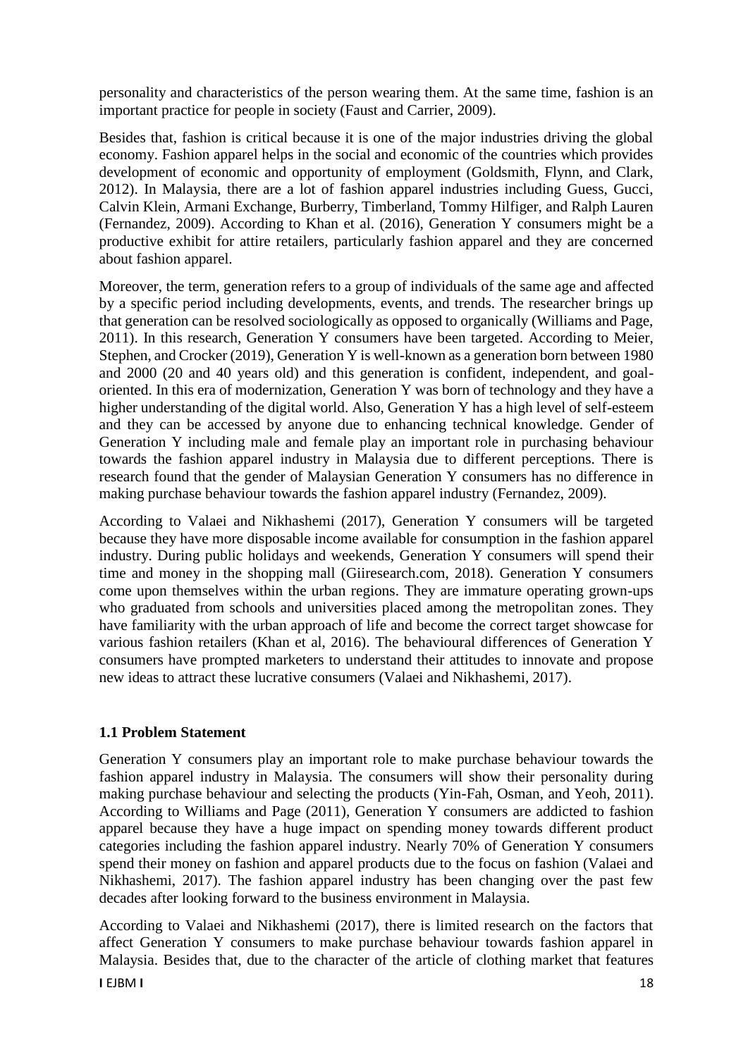personality and characteristics of the person wearing them. At the same time, fashion is an important practice for people in society (Faust and Carrier, 2009).

Besides that, fashion is critical because it is one of the major industries driving the global economy. Fashion apparel helps in the social and economic of the countries which provides development of economic and opportunity of employment (Goldsmith, Flynn, and Clark, 2012). In Malaysia, there are a lot of fashion apparel industries including Guess, Gucci, Calvin Klein, Armani Exchange, Burberry, Timberland, Tommy Hilfiger, and Ralph Lauren (Fernandez, 2009). According to Khan et al. (2016), Generation Y consumers might be a productive exhibit for attire retailers, particularly fashion apparel and they are concerned about fashion apparel.

Moreover, the term, generation refers to a group of individuals of the same age and affected by a specific period including developments, events, and trends. The researcher brings up that generation can be resolved sociologically as opposed to organically (Williams and Page, 2011). In this research, Generation Y consumers have been targeted. According to Meier, Stephen, and Crocker (2019), Generation Y is well-known as a generation born between 1980 and 2000 (20 and 40 years old) and this generation is confident, independent, and goal-oriented. In this era of modernization, Generation Y was born of technology and they have a higher understanding of the digital world. Also, Generation Y has a high level of self-esteem and they can be accessed by anyone due to enhancing technical knowledge. Gender of Generation Y including male and female play an important role in purchasing behaviour towards the fashion apparel industry in Malaysia due to different perceptions. There is research found that the gender of Malaysian Generation Y consumers has no difference in making purchase behaviour towards the fashion apparel industry (Fernandez, 2009).

According to Valaei and Nikhashemi (2017), Generation Y consumers will be targeted because they have more disposable income available for consumption in the fashion apparel industry. During public holidays and weekends, Generation Y consumers will spend their time and money in the shopping mall (Giiresearch.com, 2018). Generation Y consumers come upon themselves within the urban regions. They are immature operating grown-ups who graduated from schools and universities placed among the metropolitan zones. They have familiarity with the urban approach of life and become the correct target showcase for various fashion retailers (Khan et al, 2016). The behavioural differences of Generation Y consumers have prompted marketers to understand their attitudes to innovate and propose new ideas to attract these lucrative consumers (Valaei and Nikhashemi, 2017).

## 1.1 Problem Statement

Generation Y consumers play an important role to make purchase behaviour towards the fashion apparel industry in Malaysia. The consumers will show their personality during making purchase behaviour and selecting the products (Yin-Fah, Osman, and Yeoh, 2011). According to Williams and Page (2011), Generation Y consumers are addicted to fashion apparel because they have a huge impact on spending money towards different product categories including the fashion apparel industry. Nearly 70% of Generation Y consumers spend their money on fashion and apparel products due to the focus on fashion (Valaei and Nikhashemi, 2017). The fashion apparel industry has been changing over the past few decades after looking forward to the business environment in Malaysia.

According to Valaei and Nikhashemi (2017), there is limited research on the factors that affect Generation Y consumers to make purchase behaviour towards fashion apparel in Malaysia. Besides that, due to the character of the article of clothing market that features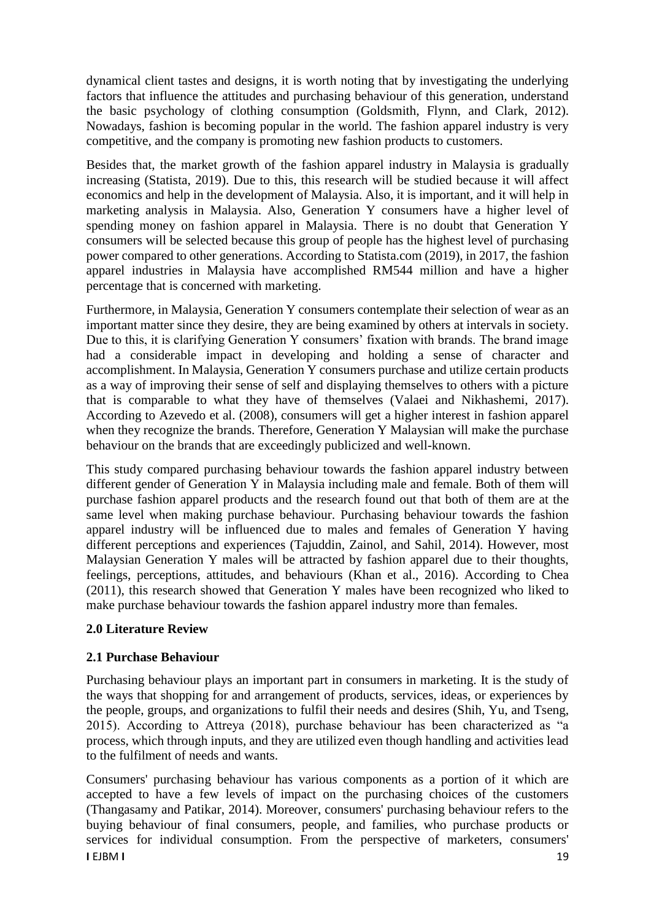dynamical client tastes and designs, it is worth noting that by investigating the underlying factors that influence the attitudes and purchasing behaviour of this generation, understand the basic psychology of clothing consumption (Goldsmith, Flynn, and Clark, 2012). Nowadays, fashion is becoming popular in the world. The fashion apparel industry is very competitive, and the company is promoting new fashion products to customers.

Besides that, the market growth of the fashion apparel industry in Malaysia is gradually increasing (Statista, 2019). Due to this, this research will be studied because it will affect economics and help in the development of Malaysia. Also, it is important, and it will help in marketing analysis in Malaysia. Also, Generation Y consumers have a higher level of spending money on fashion apparel in Malaysia. There is no doubt that Generation Y consumers will be selected because this group of people has the highest level of purchasing power compared to other generations. According to Statista.com (2019), in 2017, the fashion apparel industries in Malaysia have accomplished RM544 million and have a higher percentage that is concerned with marketing.

Furthermore, in Malaysia, Generation Y consumers contemplate their selection of wear as an important matter since they desire, they are being examined by others at intervals in society. Due to this, it is clarifying Generation Y consumers' fixation with brands. The brand image had a considerable impact in developing and holding a sense of character and accomplishment. In Malaysia, Generation Y consumers purchase and utilize certain products as a way of improving their sense of self and displaying themselves to others with a picture that is comparable to what they have of themselves (Valaei and Nikhashemi, 2017). According to Azevedo et al. (2008), consumers will get a higher interest in fashion apparel when they recognize the brands. Therefore, Generation Y Malaysian will make the purchase behaviour on the brands that are exceedingly publicized and well-known.

This study compared purchasing behaviour towards the fashion apparel industry between different gender of Generation Y in Malaysia including male and female. Both of them will purchase fashion apparel products and the research found out that both of them are at the same level when making purchase behaviour. Purchasing behaviour towards the fashion apparel industry will be influenced due to males and females of Generation Y having different perceptions and experiences (Tajuddin, Zainol, and Sahil, 2014). However, most Malaysian Generation Y males will be attracted by fashion apparel due to their thoughts, feelings, perceptions, attitudes, and behaviours (Khan et al., 2016). According to Chea (2011), this research showed that Generation Y males have been recognized who liked to make purchase behaviour towards the fashion apparel industry more than females.

## 2.0 Literature Review

### 2.1 Purchase Behaviour

Purchasing behaviour plays an important part in consumers in marketing. It is the study of the ways that shopping for and arrangement of products, services, ideas, or experiences by the people, groups, and organizations to fulfil their needs and desires (Shih, Yu, and Tseng, 2015). According to Attreya (2018), purchase behaviour has been characterized as "a process, which through inputs, and they are utilized even though handling and activities lead to the fulfilment of needs and wants.

Consumers' purchasing behaviour has various components as a portion of it which are accepted to have a few levels of impact on the purchasing choices of the customers (Thangasamy and Patikar, 2014). Moreover, consumers' purchasing behaviour refers to the buying behaviour of final consumers, people, and families, who purchase products or services for individual consumption. From the perspective of marketers, consumers'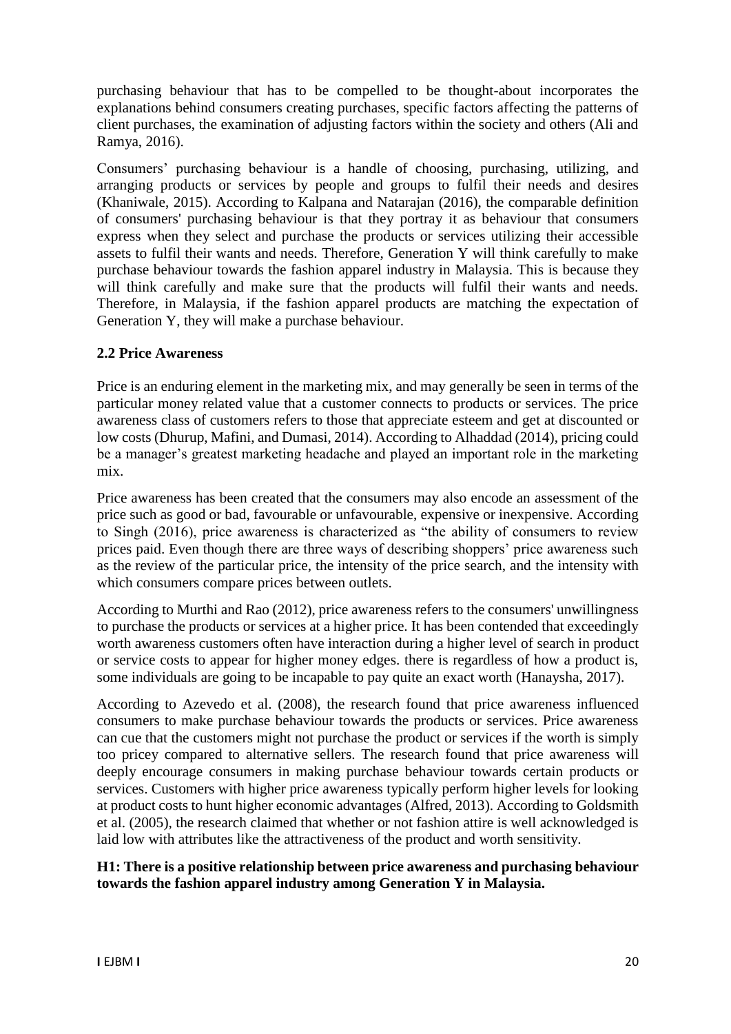purchasing behaviour that has to be compelled to be thought-about incorporates the explanations behind consumers creating purchases, specific factors affecting the patterns of client purchases, the examination of adjusting factors within the society and others (Ali and Ramya, 2016).

Consumers' purchasing behaviour is a handle of choosing, purchasing, utilizing, and arranging products or services by people and groups to fulfil their needs and desires (Khaniwale, 2015). According to Kalpana and Natarajan (2016), the comparable definition of consumers' purchasing behaviour is that they portray it as behaviour that consumers express when they select and purchase the products or services utilizing their accessible assets to fulfil their wants and needs. Therefore, Generation Y will think carefully to make purchase behaviour towards the fashion apparel industry in Malaysia. This is because they will think carefully and make sure that the products will fulfil their wants and needs. Therefore, in Malaysia, if the fashion apparel products are matching the expectation of Generation Y, they will make a purchase behaviour.

## 2.2 Price Awareness

Price is an enduring element in the marketing mix, and may generally be seen in terms of the particular money related value that a customer connects to products or services. The price awareness class of customers refers to those that appreciate esteem and get at discounted or low costs (Dhurup, Mafini, and Dumasi, 2014). According to Alhaddad (2014), pricing could be a manager's greatest marketing headache and played an important role in the marketing mix.

Price awareness has been created that the consumers may also encode an assessment of the price such as good or bad, favourable or unfavourable, expensive or inexpensive. According to Singh (2016), price awareness is characterized as "the ability of consumers to review prices paid. Even though there are three ways of describing shoppers' price awareness such as the review of the particular price, the intensity of the price search, and the intensity with which consumers compare prices between outlets.

According to Murthi and Rao (2012), price awareness refers to the consumers' unwillingness to purchase the products or services at a higher price. It has been contended that exceedingly worth awareness customers often have interaction during a higher level of search in product or service costs to appear for higher money edges. there is regardless of how a product is, some individuals are going to be incapable to pay quite an exact worth (Hanaysha, 2017).

According to Azevedo et al. (2008), the research found that price awareness influenced consumers to make purchase behaviour towards the products or services. Price awareness can cue that the customers might not purchase the product or services if the worth is simply too pricey compared to alternative sellers. The research found that price awareness will deeply encourage consumers in making purchase behaviour towards certain products or services. Customers with higher price awareness typically perform higher levels for looking at product costs to hunt higher economic advantages (Alfred, 2013). According to Goldsmith et al. (2005), the research claimed that whether or not fashion attire is well acknowledged is laid low with attributes like the attractiveness of the product and worth sensitivity.

**H1: There is a positive relationship between price awareness and purchasing behaviour towards the fashion apparel industry among Generation Y in Malaysia.**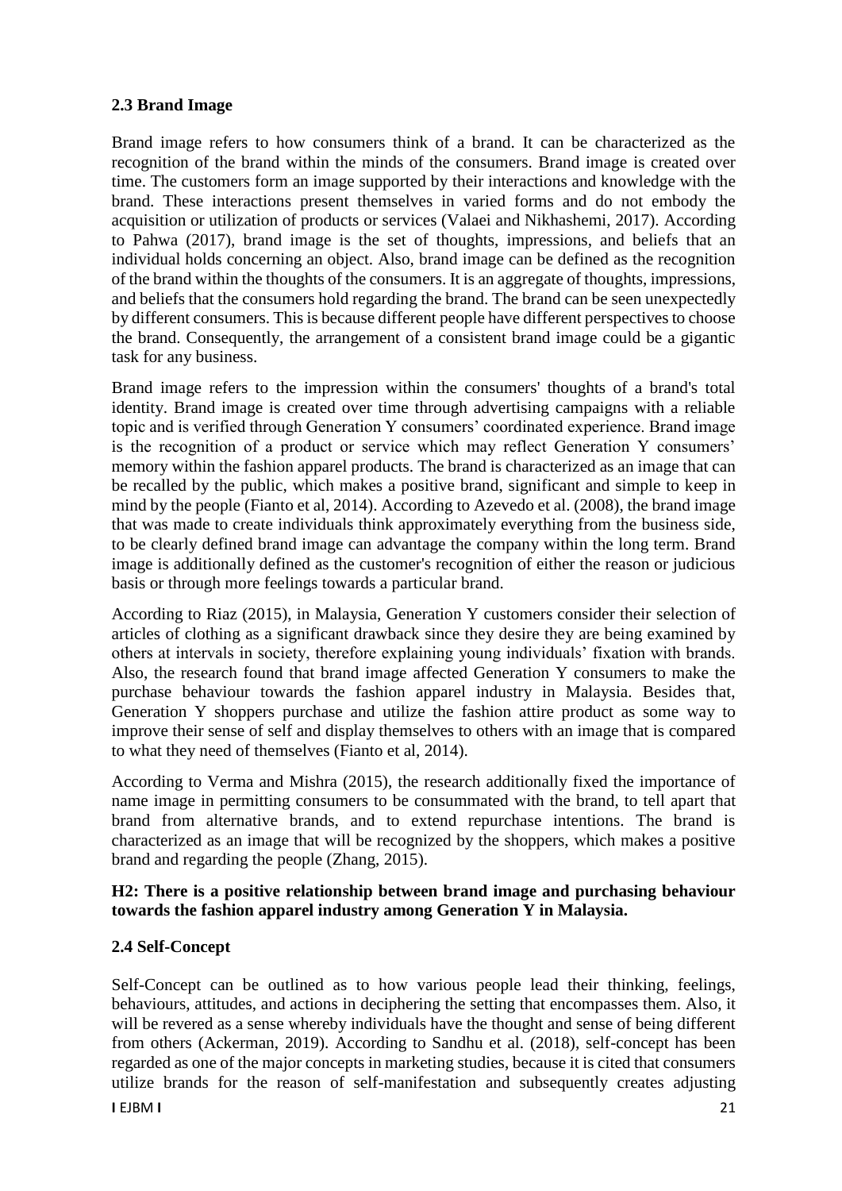### 2.3 Brand Image

Brand image refers to how consumers think of a brand. It can be characterized as the recognition of the brand within the minds of the consumers. Brand image is created over time. The customers form an image supported by their interactions and knowledge with the brand. These interactions present themselves in varied forms and do not embody the acquisition or utilization of products or services (Valaei and Nikhashemi, 2017). According to Pahwa (2017), brand image is the set of thoughts, impressions, and beliefs that an individual holds concerning an object. Also, brand image can be defined as the recognition of the brand within the thoughts of the consumers. It is an aggregate of thoughts, impressions, and beliefs that the consumers hold regarding the brand. The brand can be seen unexpectedly by different consumers. This is because different people have different perspectives to choose the brand. Consequently, the arrangement of a consistent brand image could be a gigantic task for any business.

Brand image refers to the impression within the consumers' thoughts of a brand's total identity. Brand image is created over time through advertising campaigns with a reliable topic and is verified through Generation Y consumers' coordinated experience. Brand image is the recognition of a product or service which may reflect Generation Y consumers' memory within the fashion apparel products. The brand is characterized as an image that can be recalled by the public, which makes a positive brand, significant and simple to keep in mind by the people (Fianto et al, 2014). According to Azevedo et al. (2008), the brand image that was made to create individuals think approximately everything from the business side, to be clearly defined brand image can advantage the company within the long term. Brand image is additionally defined as the customer's recognition of either the reason or judicious basis or through more feelings towards a particular brand.

According to Riaz (2015), in Malaysia, Generation Y customers consider their selection of articles of clothing as a significant drawback since they desire they are being examined by others at intervals in society, therefore explaining young individuals' fixation with brands. Also, the research found that brand image affected Generation Y consumers to make the purchase behaviour towards the fashion apparel industry in Malaysia. Besides that, Generation Y shoppers purchase and utilize the fashion attire product as some way to improve their sense of self and display themselves to others with an image that is compared to what they need of themselves (Fianto et al, 2014).

According to Verma and Mishra (2015), the research additionally fixed the importance of name image in permitting consumers to be consummated with the brand, to tell apart that brand from alternative brands, and to extend repurchase intentions. The brand is characterized as an image that will be recognized by the shoppers, which makes a positive brand and regarding the people (Zhang, 2015).

**H2: There is a positive relationship between brand image and purchasing behaviour towards the fashion apparel industry among Generation Y in Malaysia.**

### 2.4 Self-Concept

Self-Concept can be outlined as to how various people lead their thinking, feelings, behaviours, attitudes, and actions in deciphering the setting that encompasses them. Also, it will be revered as a sense whereby individuals have the thought and sense of being different from others (Ackerman, 2019). According to Sandhu et al. (2018), self-concept has been regarded as one of the major concepts in marketing studies, because it is cited that consumers utilize brands for the reason of self-manifestation and subsequently creates adjusting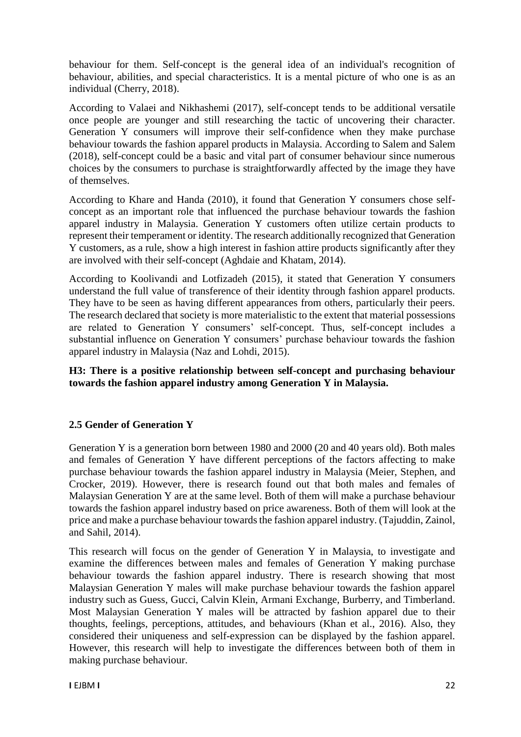behaviour for them. Self-concept is the general idea of an individual's recognition of behaviour, abilities, and special characteristics. It is a mental picture of who one is as an individual (Cherry, 2018).

According to Valaei and Nikhashemi (2017), self-concept tends to be additional versatile once people are younger and still researching the tactic of uncovering their character. Generation Y consumers will improve their self-confidence when they make purchase behaviour towards the fashion apparel products in Malaysia. According to Salem and Salem (2018), self-concept could be a basic and vital part of consumer behaviour since numerous choices by the consumers to purchase is straightforwardly affected by the image they have of themselves.

According to Khare and Handa (2010), it found that Generation Y consumers chose self-concept as an important role that influenced the purchase behaviour towards the fashion apparel industry in Malaysia. Generation Y customers often utilize certain products to represent their temperament or identity. The research additionally recognized that Generation Y customers, as a rule, show a high interest in fashion attire products significantly after they are involved with their self-concept (Aghdaie and Khatam, 2014).

According to Koolivandi and Lotfizadeh (2015), it stated that Generation Y consumers understand the full value of transference of their identity through fashion apparel products. They have to be seen as having different appearances from others, particularly their peers. The research declared that society is more materialistic to the extent that material possessions are related to Generation Y consumers' self-concept. Thus, self-concept includes a substantial influence on Generation Y consumers' purchase behaviour towards the fashion apparel industry in Malaysia (Naz and Lohdi, 2015).

**H3: There is a positive relationship between self-concept and purchasing behaviour towards the fashion apparel industry among Generation Y in Malaysia.**

### 2.5 Gender of Generation Y

Generation Y is a generation born between 1980 and 2000 (20 and 40 years old). Both males and females of Generation Y have different perceptions of the factors affecting to make purchase behaviour towards the fashion apparel industry in Malaysia (Meier, Stephen, and Crocker, 2019). However, there is research found out that both males and females of Malaysian Generation Y are at the same level. Both of them will make a purchase behaviour towards the fashion apparel industry based on price awareness. Both of them will look at the price and make a purchase behaviour towards the fashion apparel industry. (Tajuddin, Zainol, and Sahil, 2014).

This research will focus on the gender of Generation Y in Malaysia, to investigate and examine the differences between males and females of Generation Y making purchase behaviour towards the fashion apparel industry. There is research showing that most Malaysian Generation Y males will make purchase behaviour towards the fashion apparel industry such as Guess, Gucci, Calvin Klein, Armani Exchange, Burberry, and Timberland. Most Malaysian Generation Y males will be attracted by fashion apparel due to their thoughts, feelings, perceptions, attitudes, and behaviours (Khan et al., 2016). Also, they considered their uniqueness and self-expression can be displayed by the fashion apparel. However, this research will help to investigate the differences between both of them in making purchase behaviour.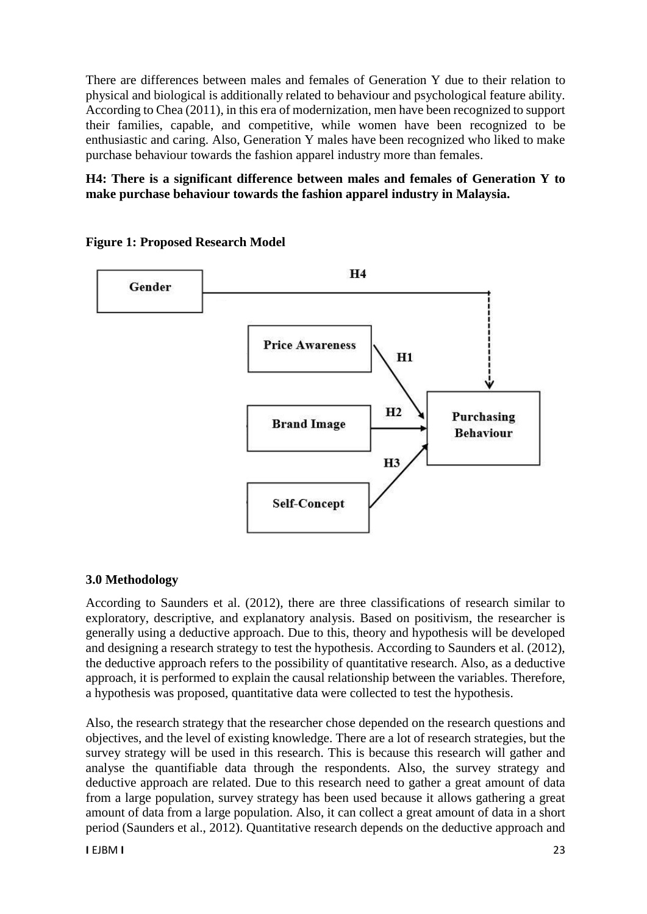There are differences between males and females of Generation Y due to their relation to physical and biological is additionally related to behaviour and psychological feature ability. According to Chea (2011), in this era of modernization, men have been recognized to support their families, capable, and competitive, while women have been recognized to be enthusiastic and caring. Also, Generation Y males have been recognized who liked to make purchase behaviour towards the fashion apparel industry more than females.

**H4: There is a significant difference between males and females of Generation Y to make purchase behaviour towards the fashion apparel industry in Malaysia.**

**Figure 1: Proposed Research Model**

## 3.0 Methodology

According to Saunders et al. (2012), there are three classifications of research similar to exploratory, descriptive, and explanatory analysis. Based on positivism, the researcher is generally using a deductive approach. Due to this, theory and hypothesis will be developed and designing a research strategy to test the hypothesis. According to Saunders et al. (2012), the deductive approach refers to the possibility of quantitative research. Also, as a deductive approach, it is performed to explain the causal relationship between the variables. Therefore, a hypothesis was proposed, quantitative data were collected to test the hypothesis.

Also, the research strategy that the researcher chose depended on the research questions and objectives, and the level of existing knowledge. There are a lot of research strategies, but the survey strategy will be used in this research. This is because this research will gather and analyse the quantifiable data through the respondents. Also, the survey strategy and deductive approach are related. Due to this research need to gather a great amount of data from a large population, survey strategy has been used because it allows gathering a great amount of data from a large population. Also, it can collect a great amount of data in a short period (Saunders et al., 2012). Quantitative research depends on the deductive approach and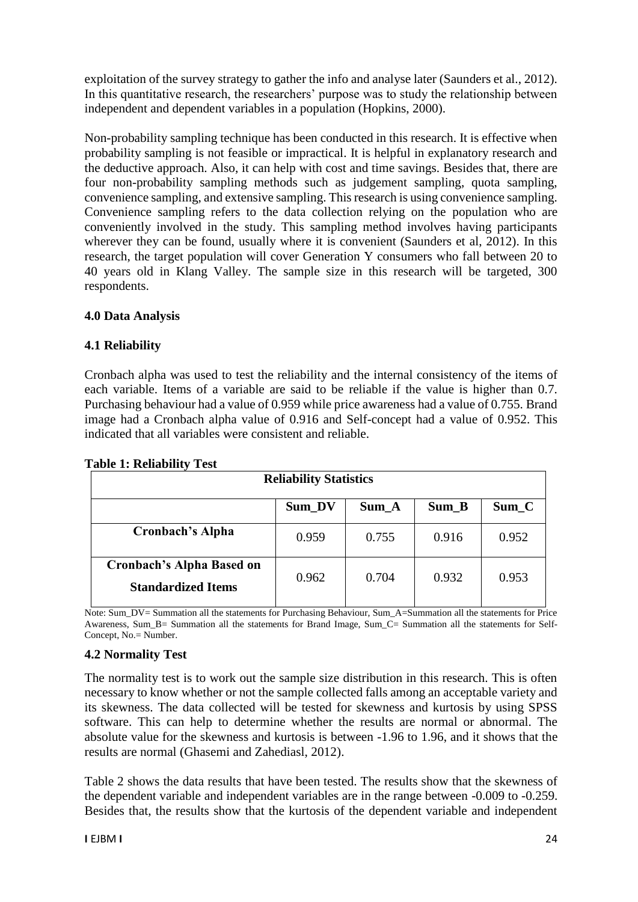exploitation of the survey strategy to gather the info and analyse later (Saunders et al., 2012). In this quantitative research, the researchers' purpose was to study the relationship between independent and dependent variables in a population (Hopkins, 2000).

Non-probability sampling technique has been conducted in this research. It is effective when probability sampling is not feasible or impractical. It is helpful in explanatory research and the deductive approach. Also, it can help with cost and time savings. Besides that, there are four non-probability sampling methods such as judgement sampling, quota sampling, convenience sampling, and extensive sampling. This research is using convenience sampling. Convenience sampling refers to the data collection relying on the population who are conveniently involved in the study. This sampling method involves having participants wherever they can be found, usually where it is convenient (Saunders et al, 2012). In this research, the target population will cover Generation Y consumers who fall between 20 to 40 years old in Klang Valley. The sample size in this research will be targeted, 300 respondents.

## 4.0 Data Analysis

### 4.1 Reliability

Cronbach alpha was used to test the reliability and the internal consistency of the items of each variable. Items of a variable are said to be reliable if the value is higher than 0.7. Purchasing behaviour had a value of 0.959 while price awareness had a value of 0.755. Brand image had a Cronbach alpha value of 0.916 and Self-concept had a value of 0.952. This indicated that all variables were consistent and reliable.

**Table 1: Reliability Test**

| Reliability Statistics | | | | |
|---|---|---|---|---|
| | **Sum_DV** | **Sum_A** | **Sum_B** | **Sum_C** |
| **Cronbach's Alpha** | 0.959 | 0.755 | 0.916 | 0.952 |
| **Cronbach's Alpha Based on Standardized Items** | 0.962 | 0.704 | 0.932 | 0.953 |

Note: Sum_DV= Summation all the statements for Purchasing Behaviour, Sum_A=Summation all the statements for Price Awareness, Sum_B= Summation all the statements for Brand Image, Sum_C= Summation all the statements for Self-Concept, No.= Number.

### 4.2 Normality Test

The normality test is to work out the sample size distribution in this research. This is often necessary to know whether or not the sample collected falls among an acceptable variety and its skewness. The data collected will be tested for skewness and kurtosis by using SPSS software. This can help to determine whether the results are normal or abnormal. The absolute value for the skewness and kurtosis is between -1.96 to 1.96, and it shows that the results are normal (Ghasemi and Zahediasl, 2012).

Table 2 shows the data results that have been tested. The results show that the skewness of the dependent variable and independent variables are in the range between -0.009 to -0.259. Besides that, the results show that the kurtosis of the dependent variable and independent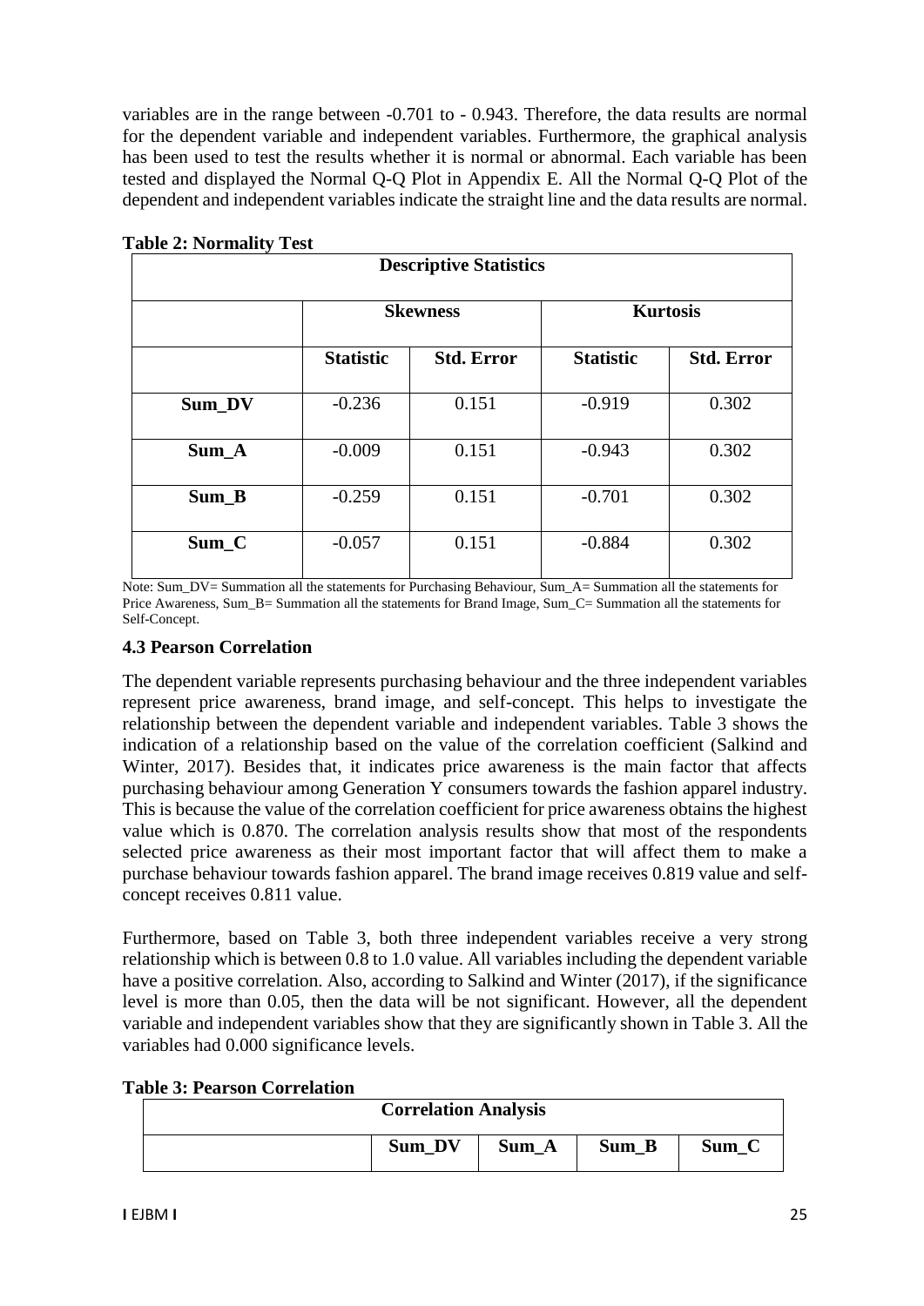variables are in the range between -0.701 to - 0.943. Therefore, the data results are normal for the dependent variable and independent variables. Furthermore, the graphical analysis has been used to test the results whether it is normal or abnormal. Each variable has been tested and displayed the Normal Q-Q Plot in Appendix E. All the Normal Q-Q Plot of the dependent and independent variables indicate the straight line and the data results are normal.

**Table 2: Normality Test**

| Descriptive Statistics | | | | |
|---|---|---|---|---|
| | **Skewness** | | **Kurtosis** | |
| | **Statistic** | **Std. Error** | **Statistic** | **Std. Error** |
| **Sum_DV** | -0.236 | 0.151 | -0.919 | 0.302 |
| **Sum_A** | -0.009 | 0.151 | -0.943 | 0.302 |
| **Sum_B** | -0.259 | 0.151 | -0.701 | 0.302 |
| **Sum_C** | -0.057 | 0.151 | -0.884 | 0.302 |

Note: Sum_DV= Summation all the statements for Purchasing Behaviour, Sum_A= Summation all the statements for Price Awareness, Sum_B= Summation all the statements for Brand Image, Sum_C= Summation all the statements for Self-Concept.

### 4.3 Pearson Correlation

The dependent variable represents purchasing behaviour and the three independent variables represent price awareness, brand image, and self-concept. This helps to investigate the relationship between the dependent variable and independent variables. Table 3 shows the indication of a relationship based on the value of the correlation coefficient (Salkind and Winter, 2017). Besides that, it indicates price awareness is the main factor that affects purchasing behaviour among Generation Y consumers towards the fashion apparel industry. This is because the value of the correlation coefficient for price awareness obtains the highest value which is 0.870. The correlation analysis results show that most of the respondents selected price awareness as their most important factor that will affect them to make a purchase behaviour towards fashion apparel. The brand image receives 0.819 value and self-concept receives 0.811 value.

Furthermore, based on Table 3, both three independent variables receive a very strong relationship which is between 0.8 to 1.0 value. All variables including the dependent variable have a positive correlation. Also, according to Salkind and Winter (2017), if the significance level is more than 0.05, then the data will be not significant. However, all the dependent variable and independent variables show that they are significantly shown in Table 3. All the variables had 0.000 significance levels.

**Table 3: Pearson Correlation**

| Correlation Analysis | | | | |
|---|---|---|---|---|
| | **Sum_DV** | **Sum_A** | **Sum_B** | **Sum_C** |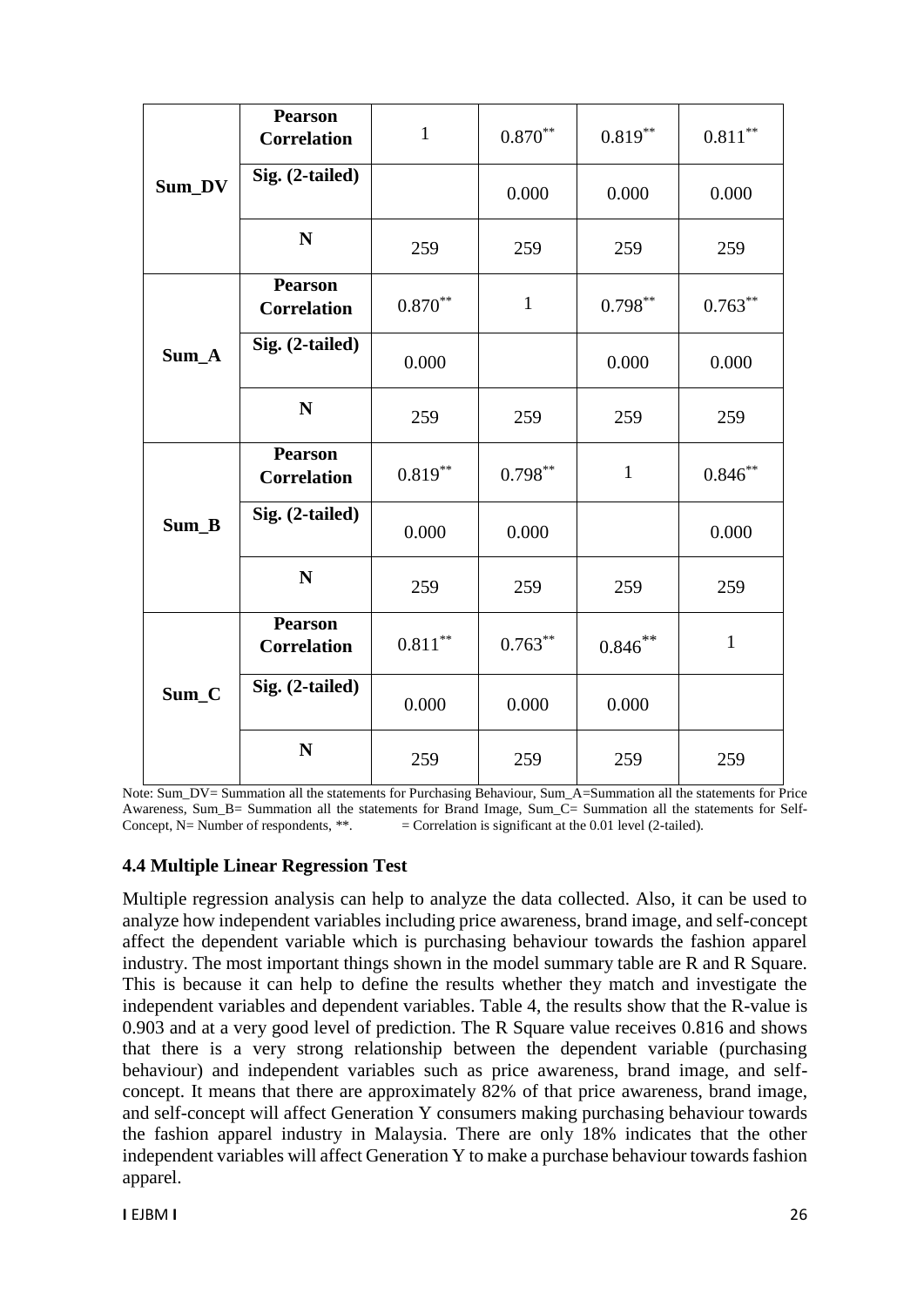| | | | | | |
|---|---|---|---|---|---|
| **Sum_DV** | **Pearson Correlation** | 1 | 0.870** | 0.819** | 0.811** |
| | **Sig. (2-tailed)** | | 0.000 | 0.000 | 0.000 |
| | **N** | 259 | 259 | 259 | 259 |
| **Sum_A** | **Pearson Correlation** | 0.870** | 1 | 0.798** | 0.763** |
| | **Sig. (2-tailed)** | 0.000 | | 0.000 | 0.000 |
| | **N** | 259 | 259 | 259 | 259 |
| **Sum_B** | **Pearson Correlation** | 0.819** | 0.798** | 1 | 0.846** |
| | **Sig. (2-tailed)** | 0.000 | 0.000 | | 0.000 |
| | **N** | 259 | 259 | 259 | 259 |
| **Sum_C** | **Pearson Correlation** | 0.811** | 0.763** | 0.846** | 1 |
| | **Sig. (2-tailed)** | 0.000 | 0.000 | 0.000 | |
| | **N** | 259 | 259 | 259 | 259 |

Note: Sum_DV= Summation all the statements for Purchasing Behaviour, Sum_A=Summation all the statements for Price Awareness, Sum_B= Summation all the statements for Brand Image, Sum_C= Summation all the statements for Self-Concept, N= Number of respondents, **. = Correlation is significant at the 0.01 level (2-tailed).

### 4.4 Multiple Linear Regression Test

Multiple regression analysis can help to analyze the data collected. Also, it can be used to analyze how independent variables including price awareness, brand image, and self-concept affect the dependent variable which is purchasing behaviour towards the fashion apparel industry. The most important things shown in the model summary table are R and R Square. This is because it can help to define the results whether they match and investigate the independent variables and dependent variables. Table 4, the results show that the R-value is 0.903 and at a very good level of prediction. The R Square value receives 0.816 and shows that there is a very strong relationship between the dependent variable (purchasing behaviour) and independent variables such as price awareness, brand image, and self-concept. It means that there are approximately 82% of that price awareness, brand image, and self-concept will affect Generation Y consumers making purchasing behaviour towards the fashion apparel industry in Malaysia. There are only 18% indicates that the other independent variables will affect Generation Y to make a purchase behaviour towards fashion apparel.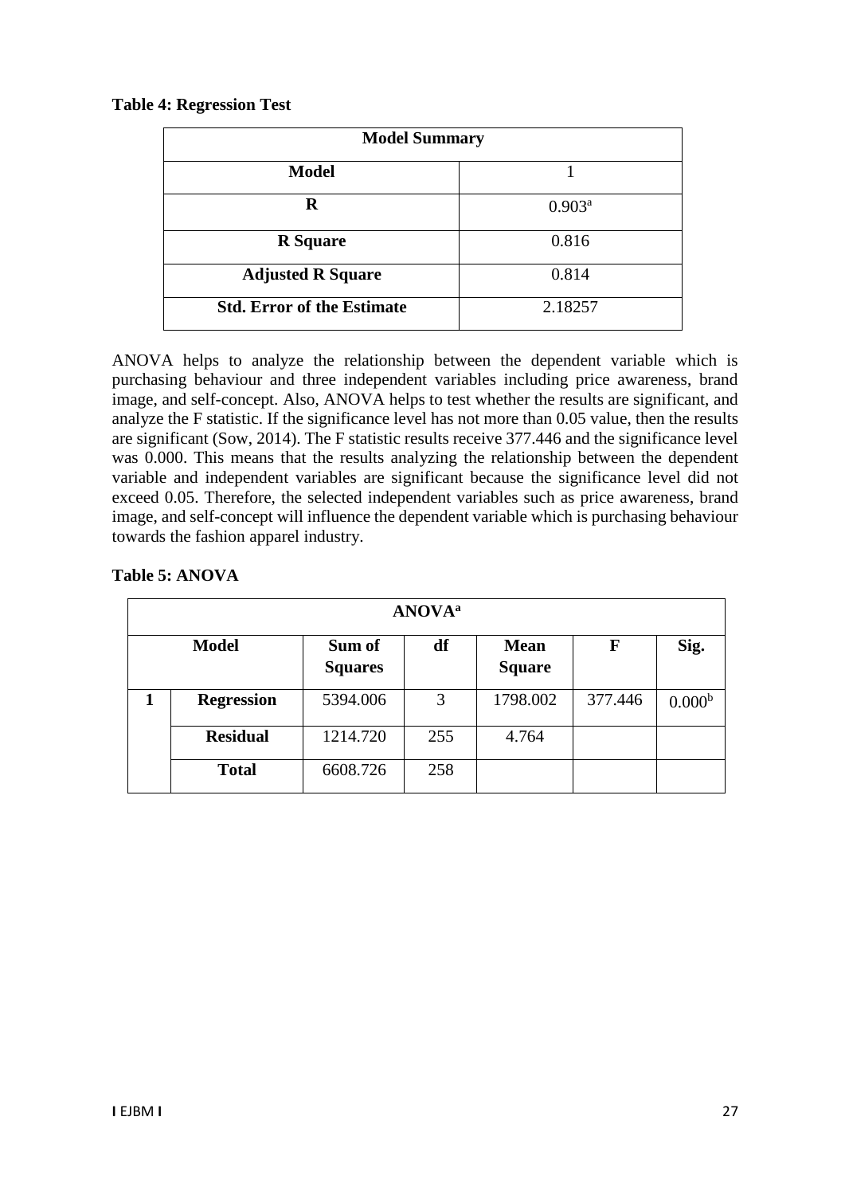**Table 4: Regression Test**

| Model Summary | |
|---|---|
| **Model** | 1 |
| **R** | 0.903[a] |
| **R Square** | 0.816 |
| **Adjusted R Square** | 0.814 |
| **Std. Error of the Estimate** | 2.18257 |

ANOVA helps to analyze the relationship between the dependent variable which is purchasing behaviour and three independent variables including price awareness, brand image, and self-concept. Also, ANOVA helps to test whether the results are significant, and analyze the F statistic. If the significance level has not more than 0.05 value, then the results are significant (Sow, 2014). The F statistic results receive 377.446 and the significance level was 0.000. This means that the results analyzing the relationship between the dependent variable and independent variables are significant because the significance level did not exceed 0.05. Therefore, the selected independent variables such as price awareness, brand image, and self-concept will influence the dependent variable which is purchasing behaviour towards the fashion apparel industry.

**Table 5: ANOVA**

| ANOVA[a] | | | | | | |
|---|---|---|---|---|---|---|
| **Model** | | **Sum of Squares** | **df** | **Mean Square** | **F** | **Sig.** |
| **1** | **Regression** | 5394.006 | 3 | 1798.002 | 377.446 | 0.000[b] |
| | **Residual** | 1214.720 | 255 | 4.764 | | |
| | **Total** | 6608.726 | 258 | | | |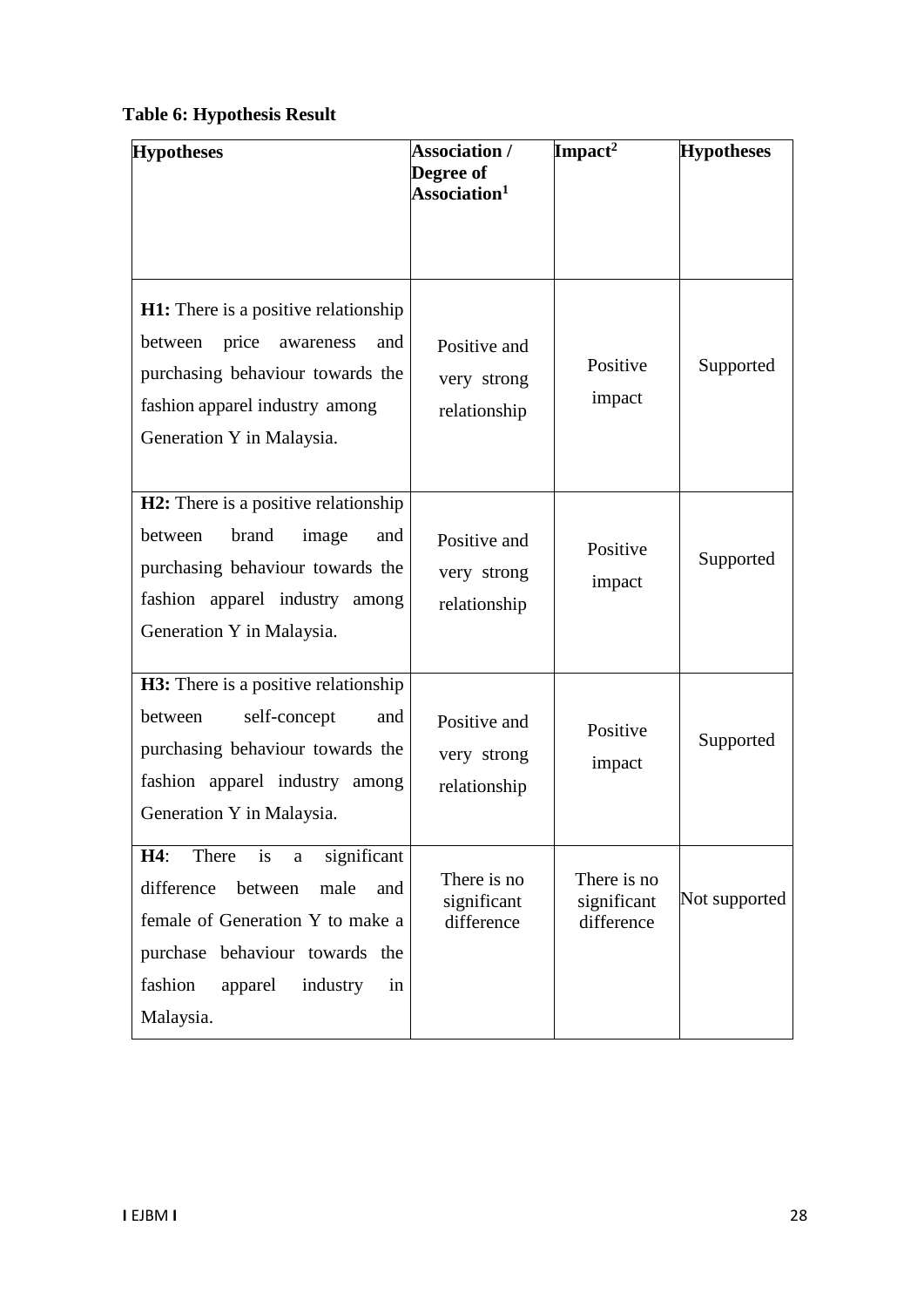**Table 6: Hypothesis Result**

| Hypotheses | Association / Degree of Association[1] | Impact[2] | Hypotheses |
|---|---|---|---|
| **H1:** There is a positive relationship between price awareness and purchasing behaviour towards the fashion apparel industry among Generation Y in Malaysia. | Positive and very strong relationship | Positive impact | Supported |
| **H2:** There is a positive relationship between brand image and purchasing behaviour towards the fashion apparel industry among Generation Y in Malaysia. | Positive and very strong relationship | Positive impact | Supported |
| **H3:** There is a positive relationship between self-concept and purchasing behaviour towards the fashion apparel industry among Generation Y in Malaysia. | Positive and very strong relationship | Positive impact | Supported |
| **H4**: There is a significant difference between male and female of Generation Y to make a purchase behaviour towards the fashion apparel industry in Malaysia. | There is no significant difference | There is no significant difference | Not supported |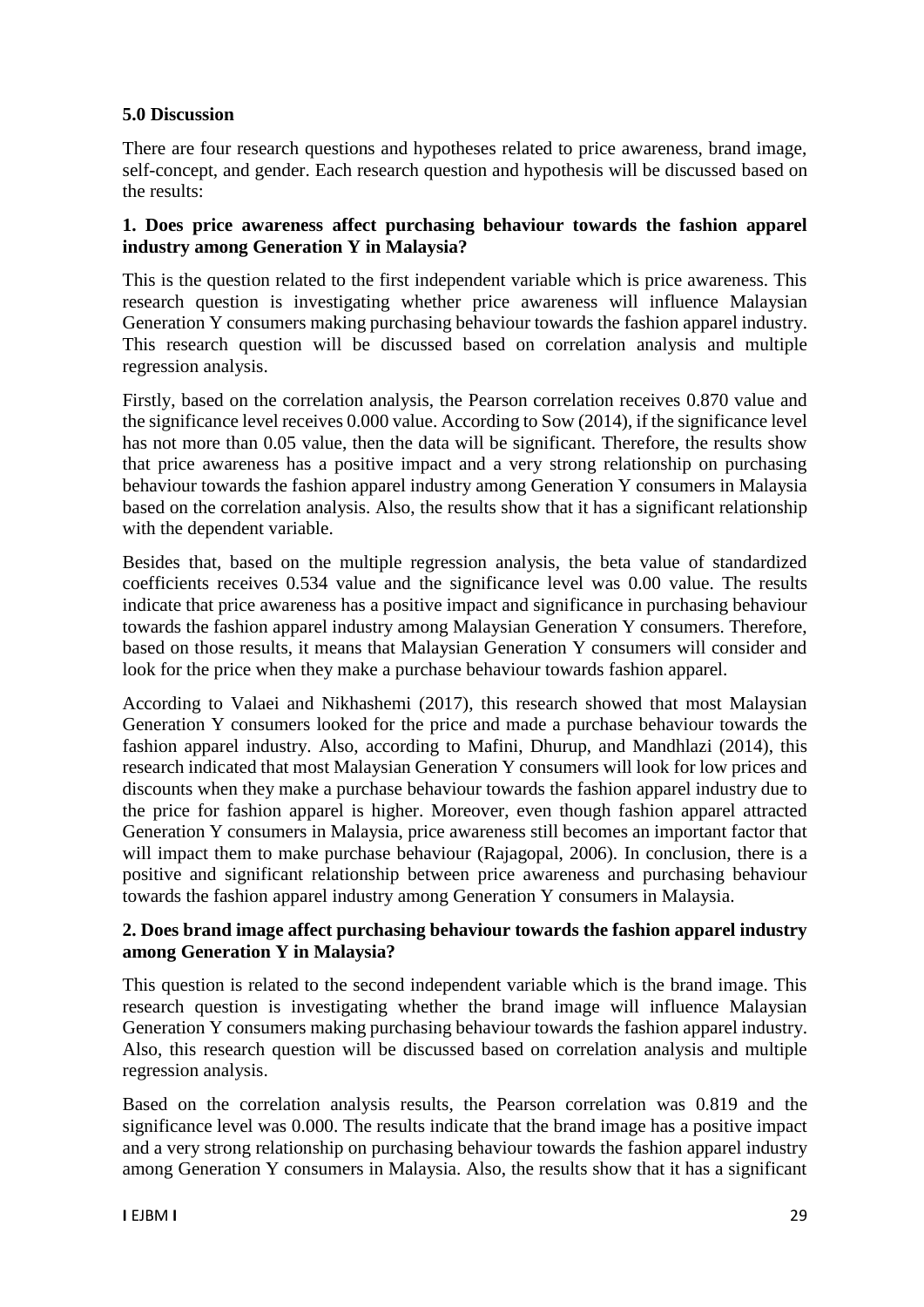## 5.0 Discussion

There are four research questions and hypotheses related to price awareness, brand image, self-concept, and gender. Each research question and hypothesis will be discussed based on the results:

### 1. Does price awareness affect purchasing behaviour towards the fashion apparel industry among Generation Y in Malaysia?

This is the question related to the first independent variable which is price awareness. This research question is investigating whether price awareness will influence Malaysian Generation Y consumers making purchasing behaviour towards the fashion apparel industry. This research question will be discussed based on correlation analysis and multiple regression analysis.

Firstly, based on the correlation analysis, the Pearson correlation receives 0.870 value and the significance level receives 0.000 value. According to Sow (2014), if the significance level has not more than 0.05 value, then the data will be significant. Therefore, the results show that price awareness has a positive impact and a very strong relationship on purchasing behaviour towards the fashion apparel industry among Generation Y consumers in Malaysia based on the correlation analysis. Also, the results show that it has a significant relationship with the dependent variable.

Besides that, based on the multiple regression analysis, the beta value of standardized coefficients receives 0.534 value and the significance level was 0.00 value. The results indicate that price awareness has a positive impact and significance in purchasing behaviour towards the fashion apparel industry among Malaysian Generation Y consumers. Therefore, based on those results, it means that Malaysian Generation Y consumers will consider and look for the price when they make a purchase behaviour towards fashion apparel.

According to Valaei and Nikhashemi (2017), this research showed that most Malaysian Generation Y consumers looked for the price and made a purchase behaviour towards the fashion apparel industry. Also, according to Mafini, Dhurup, and Mandhlazi (2014), this research indicated that most Malaysian Generation Y consumers will look for low prices and discounts when they make a purchase behaviour towards the fashion apparel industry due to the price for fashion apparel is higher. Moreover, even though fashion apparel attracted Generation Y consumers in Malaysia, price awareness still becomes an important factor that will impact them to make purchase behaviour (Rajagopal, 2006). In conclusion, there is a positive and significant relationship between price awareness and purchasing behaviour towards the fashion apparel industry among Generation Y consumers in Malaysia.

### 2. Does brand image affect purchasing behaviour towards the fashion apparel industry among Generation Y in Malaysia?

This question is related to the second independent variable which is the brand image. This research question is investigating whether the brand image will influence Malaysian Generation Y consumers making purchasing behaviour towards the fashion apparel industry. Also, this research question will be discussed based on correlation analysis and multiple regression analysis.

Based on the correlation analysis results, the Pearson correlation was 0.819 and the significance level was 0.000. The results indicate that the brand image has a positive impact and a very strong relationship on purchasing behaviour towards the fashion apparel industry among Generation Y consumers in Malaysia. Also, the results show that it has a significant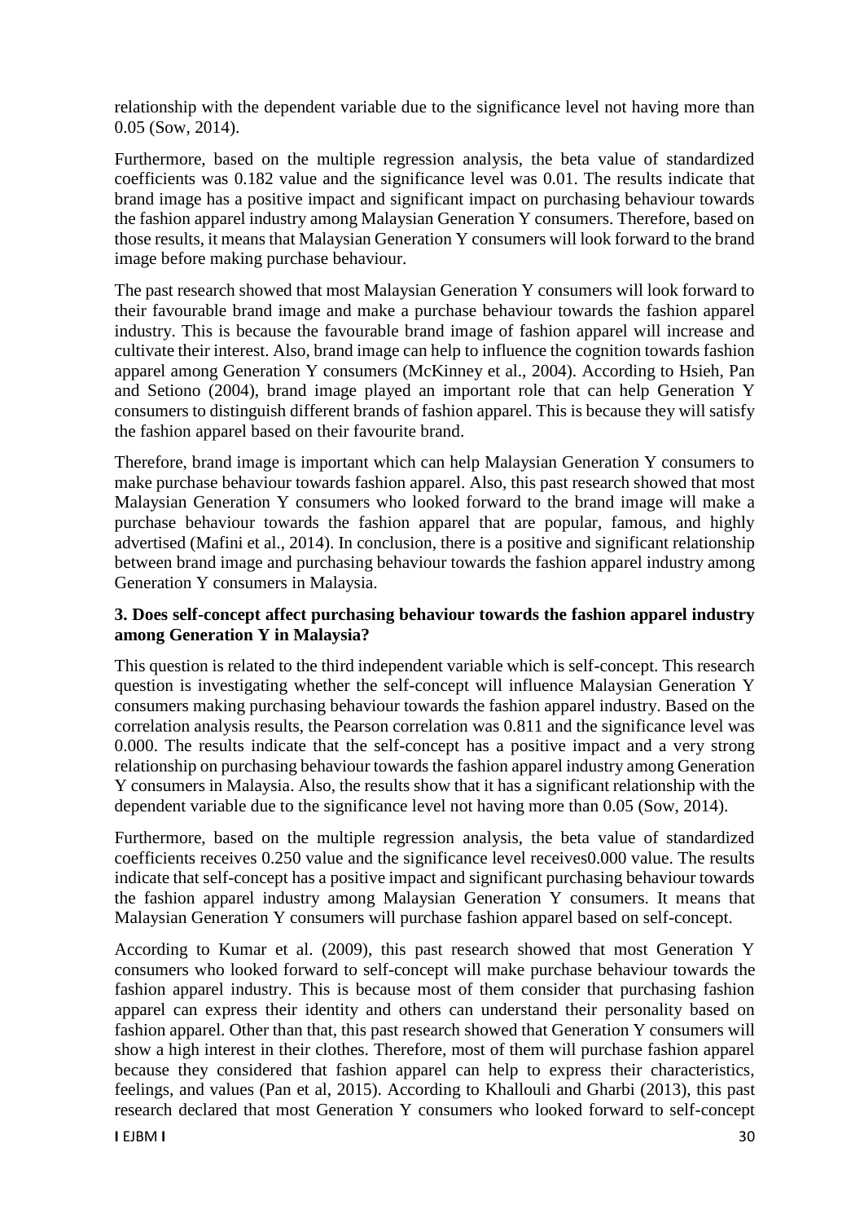relationship with the dependent variable due to the significance level not having more than 0.05 (Sow, 2014).

Furthermore, based on the multiple regression analysis, the beta value of standardized coefficients was 0.182 value and the significance level was 0.01. The results indicate that brand image has a positive impact and significant impact on purchasing behaviour towards the fashion apparel industry among Malaysian Generation Y consumers. Therefore, based on those results, it means that Malaysian Generation Y consumers will look forward to the brand image before making purchase behaviour.

The past research showed that most Malaysian Generation Y consumers will look forward to their favourable brand image and make a purchase behaviour towards the fashion apparel industry. This is because the favourable brand image of fashion apparel will increase and cultivate their interest. Also, brand image can help to influence the cognition towards fashion apparel among Generation Y consumers (McKinney et al., 2004). According to Hsieh, Pan and Setiono (2004), brand image played an important role that can help Generation Y consumers to distinguish different brands of fashion apparel. This is because they will satisfy the fashion apparel based on their favourite brand.

Therefore, brand image is important which can help Malaysian Generation Y consumers to make purchase behaviour towards fashion apparel. Also, this past research showed that most Malaysian Generation Y consumers who looked forward to the brand image will make a purchase behaviour towards the fashion apparel that are popular, famous, and highly advertised (Mafini et al., 2014). In conclusion, there is a positive and significant relationship between brand image and purchasing behaviour towards the fashion apparel industry among Generation Y consumers in Malaysia.

**3. Does self-concept affect purchasing behaviour towards the fashion apparel industry among Generation Y in Malaysia?**

This question is related to the third independent variable which is self-concept. This research question is investigating whether the self-concept will influence Malaysian Generation Y consumers making purchasing behaviour towards the fashion apparel industry. Based on the correlation analysis results, the Pearson correlation was 0.811 and the significance level was 0.000. The results indicate that the self-concept has a positive impact and a very strong relationship on purchasing behaviour towards the fashion apparel industry among Generation Y consumers in Malaysia. Also, the results show that it has a significant relationship with the dependent variable due to the significance level not having more than 0.05 (Sow, 2014).

Furthermore, based on the multiple regression analysis, the beta value of standardized coefficients receives 0.250 value and the significance level receives0.000 value. The results indicate that self-concept has a positive impact and significant purchasing behaviour towards the fashion apparel industry among Malaysian Generation Y consumers. It means that Malaysian Generation Y consumers will purchase fashion apparel based on self-concept.

According to Kumar et al. (2009), this past research showed that most Generation Y consumers who looked forward to self-concept will make purchase behaviour towards the fashion apparel industry. This is because most of them consider that purchasing fashion apparel can express their identity and others can understand their personality based on fashion apparel. Other than that, this past research showed that Generation Y consumers will show a high interest in their clothes. Therefore, most of them will purchase fashion apparel because they considered that fashion apparel can help to express their characteristics, feelings, and values (Pan et al, 2015). According to Khallouli and Gharbi (2013), this past research declared that most Generation Y consumers who looked forward to self-concept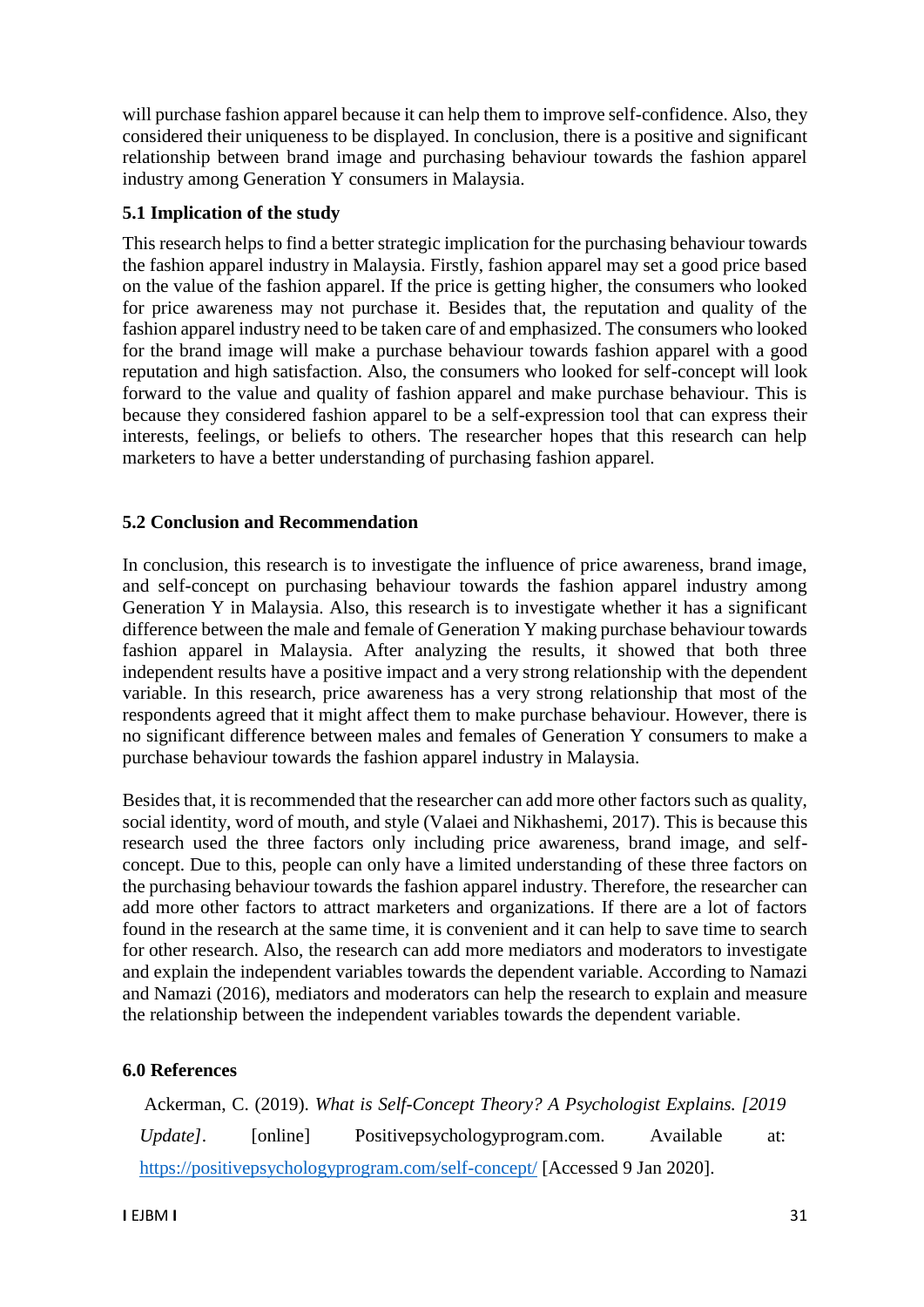will purchase fashion apparel because it can help them to improve self-confidence. Also, they considered their uniqueness to be displayed. In conclusion, there is a positive and significant relationship between brand image and purchasing behaviour towards the fashion apparel industry among Generation Y consumers in Malaysia.

### 5.1 Implication of the study

This research helps to find a better strategic implication for the purchasing behaviour towards the fashion apparel industry in Malaysia. Firstly, fashion apparel may set a good price based on the value of the fashion apparel. If the price is getting higher, the consumers who looked for price awareness may not purchase it. Besides that, the reputation and quality of the fashion apparel industry need to be taken care of and emphasized. The consumers who looked for the brand image will make a purchase behaviour towards fashion apparel with a good reputation and high satisfaction. Also, the consumers who looked for self-concept will look forward to the value and quality of fashion apparel and make purchase behaviour. This is because they considered fashion apparel to be a self-expression tool that can express their interests, feelings, or beliefs to others. The researcher hopes that this research can help marketers to have a better understanding of purchasing fashion apparel.

### 5.2 Conclusion and Recommendation

In conclusion, this research is to investigate the influence of price awareness, brand image, and self-concept on purchasing behaviour towards the fashion apparel industry among Generation Y in Malaysia. Also, this research is to investigate whether it has a significant difference between the male and female of Generation Y making purchase behaviour towards fashion apparel in Malaysia. After analyzing the results, it showed that both three independent results have a positive impact and a very strong relationship with the dependent variable. In this research, price awareness has a very strong relationship that most of the respondents agreed that it might affect them to make purchase behaviour. However, there is no significant difference between males and females of Generation Y consumers to make a purchase behaviour towards the fashion apparel industry in Malaysia.

Besides that, it is recommended that the researcher can add more other factors such as quality, social identity, word of mouth, and style (Valaei and Nikhashemi, 2017). This is because this research used the three factors only including price awareness, brand image, and self-concept. Due to this, people can only have a limited understanding of these three factors on the purchasing behaviour towards the fashion apparel industry. Therefore, the researcher can add more other factors to attract marketers and organizations. If there are a lot of factors found in the research at the same time, it is convenient and it can help to save time to search for other research. Also, the research can add more mediators and moderators to investigate and explain the independent variables towards the dependent variable. According to Namazi and Namazi (2016), mediators and moderators can help the research to explain and measure the relationship between the independent variables towards the dependent variable.

## 6.0 References

Ackerman, C. (2019). *What is Self-Concept Theory? A Psychologist Explains. [2019 Update]*. [online] Positivepsychologyprogram.com. Available at: https://positivepsychologyprogram.com/self-concept/ [Accessed 9 Jan 2020].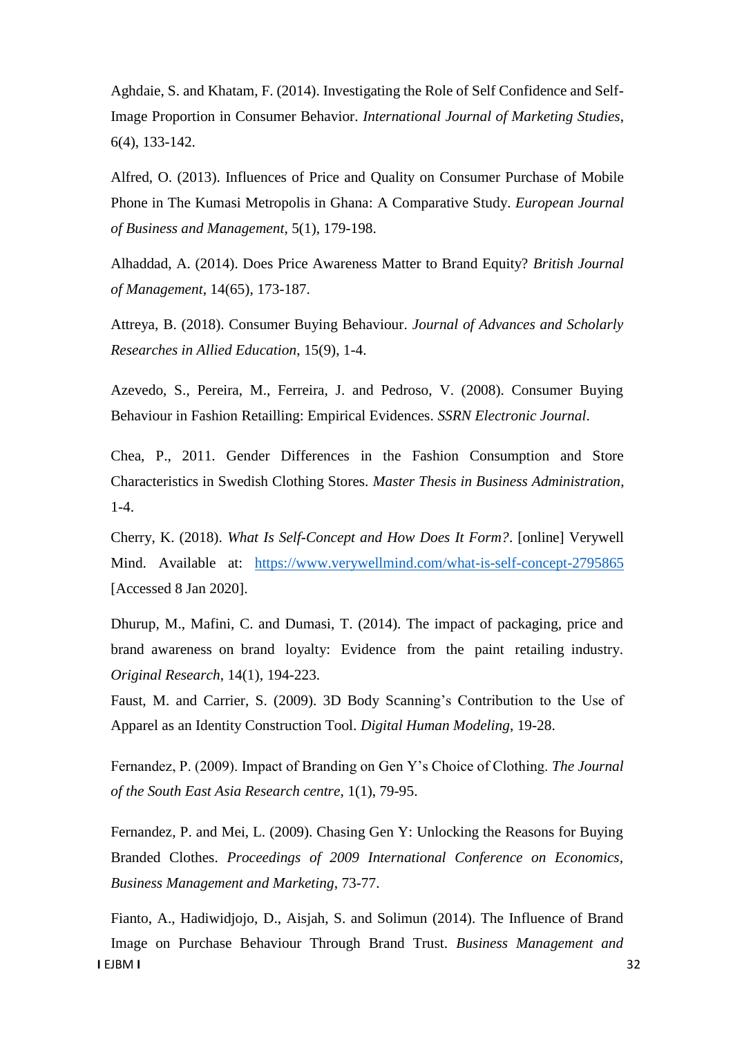Aghdaie, S. and Khatam, F. (2014). Investigating the Role of Self Confidence and Self-Image Proportion in Consumer Behavior. *International Journal of Marketing Studies*, 6(4), 133-142.

Alfred, O. (2013). Influences of Price and Quality on Consumer Purchase of Mobile Phone in The Kumasi Metropolis in Ghana: A Comparative Study. *European Journal of Business and Management*, 5(1), 179-198.

Alhaddad, A. (2014). Does Price Awareness Matter to Brand Equity? *British Journal of Management*, 14(65), 173-187.

Attreya, B. (2018). Consumer Buying Behaviour. *Journal of Advances and Scholarly Researches in Allied Education*, 15(9), 1-4.

Azevedo, S., Pereira, M., Ferreira, J. and Pedroso, V. (2008). Consumer Buying Behaviour in Fashion Retailling: Empirical Evidences. *SSRN Electronic Journal*.

Chea, P., 2011. Gender Differences in the Fashion Consumption and Store Characteristics in Swedish Clothing Stores. *Master Thesis in Business Administration*, 1-4.

Cherry, K. (2018). *What Is Self-Concept and How Does It Form?*. [online] Verywell Mind. Available at: https://www.verywellmind.com/what-is-self-concept-2795865 [Accessed 8 Jan 2020].

Dhurup, M., Mafini, C. and Dumasi, T. (2014). The impact of packaging, price and brand awareness on brand loyalty: Evidence from the paint retailing industry. *Original Research*, 14(1), 194-223.

Faust, M. and Carrier, S. (2009). 3D Body Scanning's Contribution to the Use of Apparel as an Identity Construction Tool. *Digital Human Modeling*, 19-28.

Fernandez, P. (2009). Impact of Branding on Gen Y's Choice of Clothing. *The Journal of the South East Asia Research centre*, 1(1), 79-95.

Fernandez, P. and Mei, L. (2009). Chasing Gen Y: Unlocking the Reasons for Buying Branded Clothes. *Proceedings of 2009 International Conference on Economics, Business Management and Marketing*, 73-77.

Fianto, A., Hadiwidjojo, D., Aisjah, S. and Solimun (2014). The Influence of Brand Image on Purchase Behaviour Through Brand Trust. *Business Management and*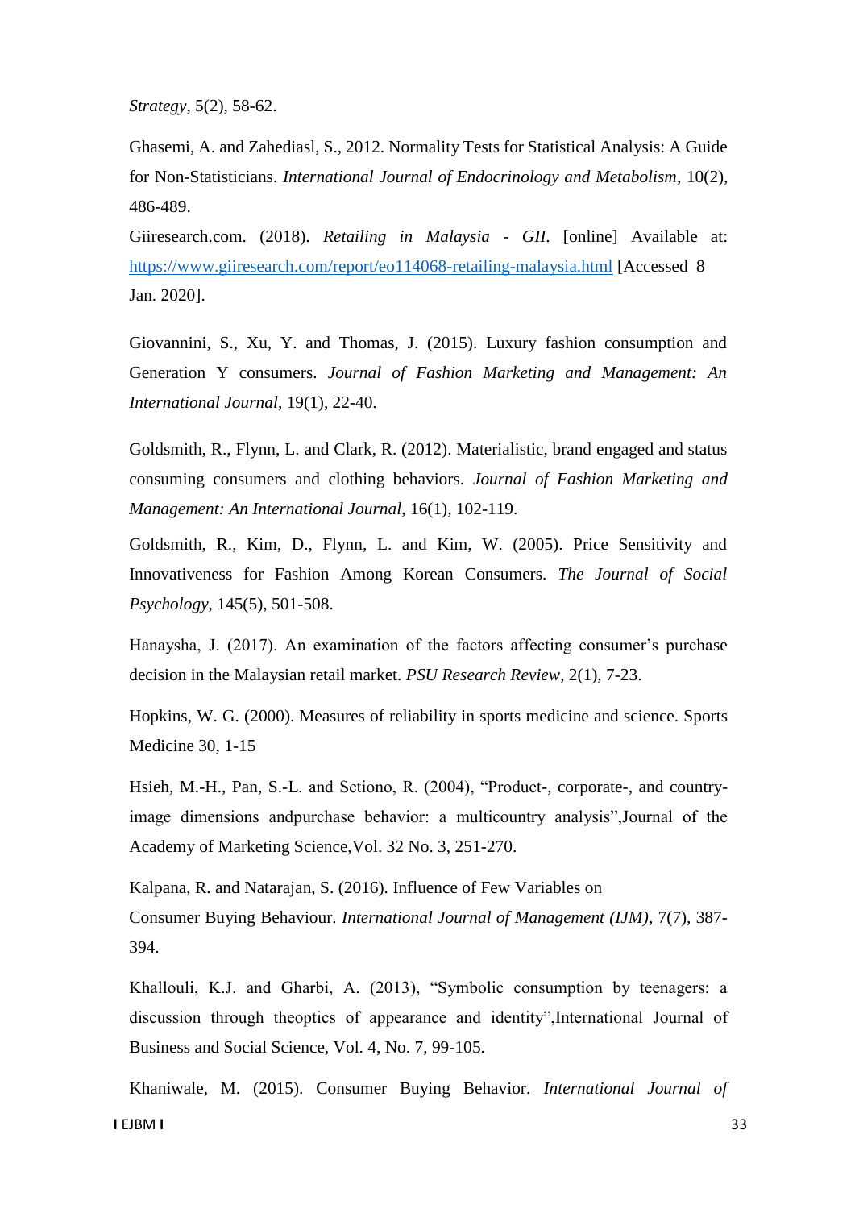*Strategy*, 5(2), 58-62.

Ghasemi, A. and Zahediasl, S., 2012. Normality Tests for Statistical Analysis: A Guide for Non-Statisticians. *International Journal of Endocrinology and Metabolism*, 10(2), 486-489.

Giiresearch.com. (2018). *Retailing in Malaysia - GII*. [online] Available at: https://www.giiresearch.com/report/eo114068-retailing-malaysia.html [Accessed 8 Jan. 2020].

Giovannini, S., Xu, Y. and Thomas, J. (2015). Luxury fashion consumption and Generation Y consumers. *Journal of Fashion Marketing and Management: An International Journal*, 19(1), 22-40.

Goldsmith, R., Flynn, L. and Clark, R. (2012). Materialistic, brand engaged and status consuming consumers and clothing behaviors. *Journal of Fashion Marketing and Management: An International Journal*, 16(1), 102-119.

Goldsmith, R., Kim, D., Flynn, L. and Kim, W. (2005). Price Sensitivity and Innovativeness for Fashion Among Korean Consumers. *The Journal of Social Psychology*, 145(5), 501-508.

Hanaysha, J. (2017). An examination of the factors affecting consumer's purchase decision in the Malaysian retail market. *PSU Research Review*, 2(1), 7-23.

Hopkins, W. G. (2000). Measures of reliability in sports medicine and science. Sports Medicine 30, 1-15

Hsieh, M.-H., Pan, S.-L. and Setiono, R. (2004), "Product-, corporate-, and country-image dimensions andpurchase behavior: a multicountry analysis",Journal of the Academy of Marketing Science,Vol. 32 No. 3, 251-270.

Kalpana, R. and Natarajan, S. (2016). Influence of Few Variables on Consumer Buying Behaviour. *International Journal of Management (IJM)*, 7(7), 387-394.

Khallouli, K.J. and Gharbi, A. (2013), "Symbolic consumption by teenagers: a discussion through theoptics of appearance and identity",International Journal of Business and Social Science, Vol. 4, No. 7, 99-105.

Khaniwale, M. (2015). Consumer Buying Behavior. *International Journal of*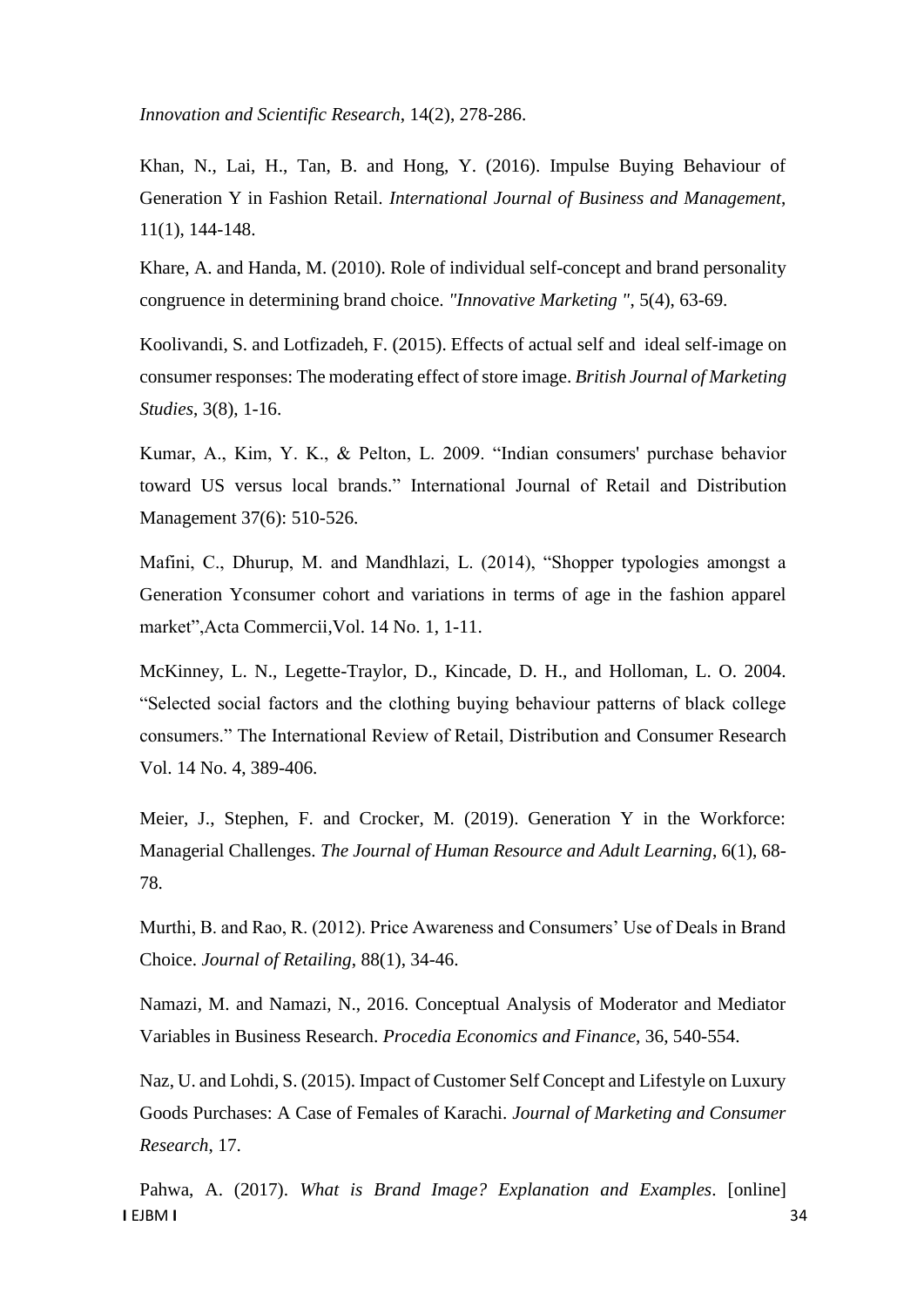*Innovation and Scientific Research*, 14(2), 278-286.

Khan, N., Lai, H., Tan, B. and Hong, Y. (2016). Impulse Buying Behaviour of Generation Y in Fashion Retail. *International Journal of Business and Management*, 11(1), 144-148.

Khare, A. and Handa, M. (2010). Role of individual self-concept and brand personality congruence in determining brand choice. *"Innovative Marketing "*, 5(4), 63-69.

Koolivandi, S. and Lotfizadeh, F. (2015). Effects of actual self and ideal self-image on consumer responses: The moderating effect of store image. *British Journal of Marketing Studies*, 3(8), 1-16.

Kumar, A., Kim, Y. K., & Pelton, L. 2009. "Indian consumers' purchase behavior toward US versus local brands." International Journal of Retail and Distribution Management 37(6): 510-526.

Mafini, C., Dhurup, M. and Mandhlazi, L. (2014), "Shopper typologies amongst a Generation Yconsumer cohort and variations in terms of age in the fashion apparel market",Acta Commercii,Vol. 14 No. 1, 1-11.

McKinney, L. N., Legette-Traylor, D., Kincade, D. H., and Holloman, L. O. 2004. "Selected social factors and the clothing buying behaviour patterns of black college consumers." The International Review of Retail, Distribution and Consumer Research Vol. 14 No. 4, 389-406.

Meier, J., Stephen, F. and Crocker, M. (2019). Generation Y in the Workforce: Managerial Challenges. *The Journal of Human Resource and Adult Learning*, 6(1), 68-78.

Murthi, B. and Rao, R. (2012). Price Awareness and Consumers' Use of Deals in Brand Choice. *Journal of Retailing*, 88(1), 34-46.

Namazi, M. and Namazi, N., 2016. Conceptual Analysis of Moderator and Mediator Variables in Business Research. *Procedia Economics and Finance*, 36, 540-554.

Naz, U. and Lohdi, S. (2015). Impact of Customer Self Concept and Lifestyle on Luxury Goods Purchases: A Case of Females of Karachi. *Journal of Marketing and Consumer Research*, 17.

Pahwa, A. (2017). *What is Brand Image? Explanation and Examples*. [online]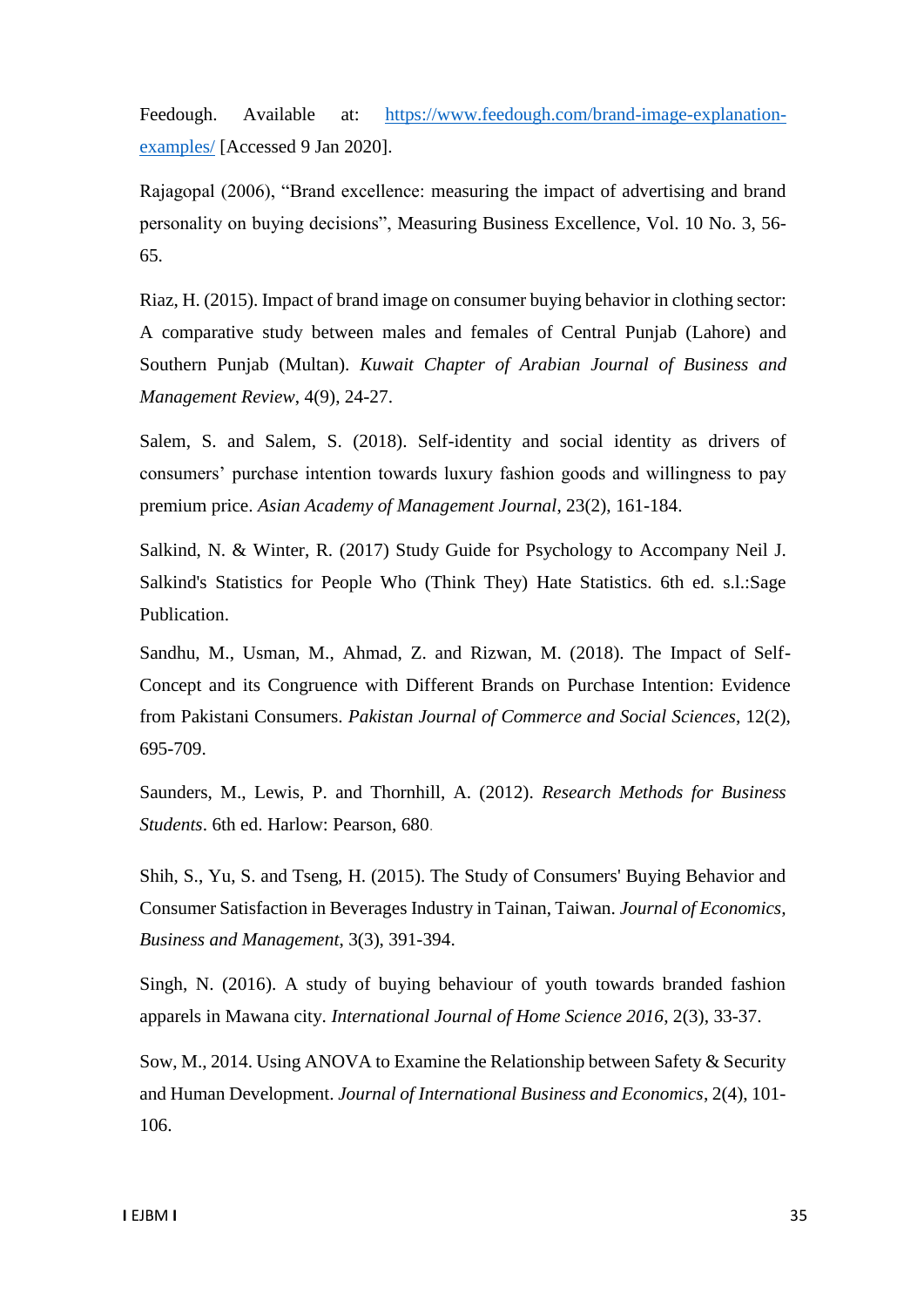Feedough. Available at: [https://www.feedough.com/brand-image-explanation-examples/](https://www.feedough.com/brand-image-explanation-examples/) [Accessed 9 Jan 2020].

Rajagopal (2006), "Brand excellence: measuring the impact of advertising and brand personality on buying decisions", Measuring Business Excellence, Vol. 10 No. 3, 56-65.

Riaz, H. (2015). Impact of brand image on consumer buying behavior in clothing sector: A comparative study between males and females of Central Punjab (Lahore) and Southern Punjab (Multan). *Kuwait Chapter of Arabian Journal of Business and Management Review*, 4(9), 24-27.

Salem, S. and Salem, S. (2018). Self-identity and social identity as drivers of consumers' purchase intention towards luxury fashion goods and willingness to pay premium price. *Asian Academy of Management Journal*, 23(2), 161-184.

Salkind, N. & Winter, R. (2017) Study Guide for Psychology to Accompany Neil J. Salkind's Statistics for People Who (Think They) Hate Statistics. 6th ed. s.l.:Sage Publication.

Sandhu, M., Usman, M., Ahmad, Z. and Rizwan, M. (2018). The Impact of Self-Concept and its Congruence with Different Brands on Purchase Intention: Evidence from Pakistani Consumers. *Pakistan Journal of Commerce and Social Sciences*, 12(2), 695-709.

Saunders, M., Lewis, P. and Thornhill, A. (2012). *Research Methods for Business Students*. 6th ed. Harlow: Pearson, 680.

Shih, S., Yu, S. and Tseng, H. (2015). The Study of Consumers' Buying Behavior and Consumer Satisfaction in Beverages Industry in Tainan, Taiwan. *Journal of Economics, Business and Management*, 3(3), 391-394.

Singh, N. (2016). A study of buying behaviour of youth towards branded fashion apparels in Mawana city. *International Journal of Home Science 2016*, 2(3), 33-37.

Sow, M., 2014. Using ANOVA to Examine the Relationship between Safety & Security and Human Development. *Journal of International Business and Economics*, 2(4), 101-106.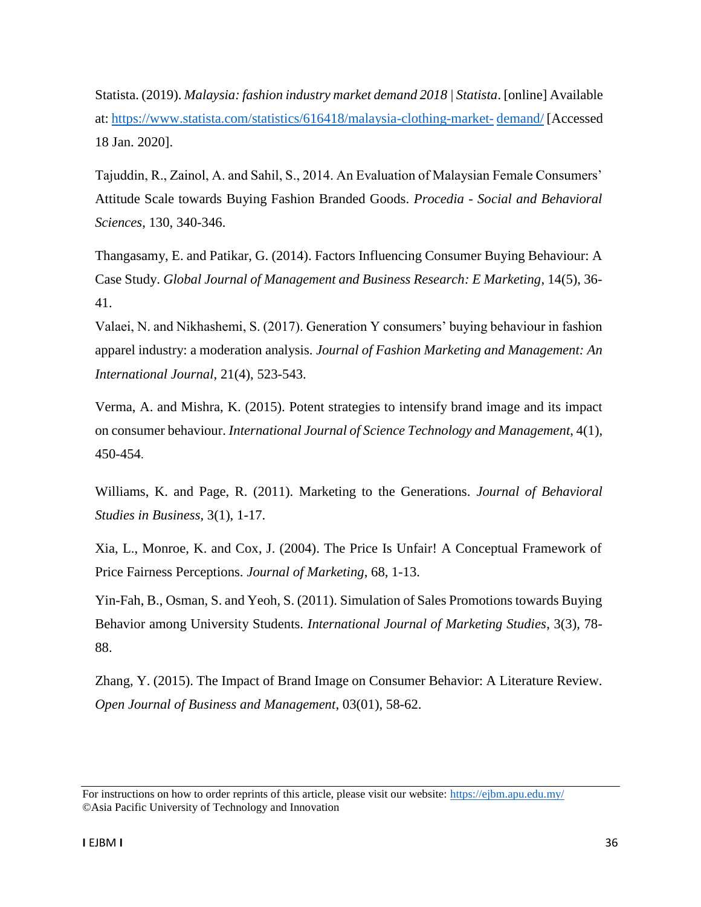Statista. (2019). *Malaysia: fashion industry market demand 2018 | Statista*. [online] Available at: https://www.statista.com/statistics/616418/malaysia-clothing-market-demand/ [Accessed 18 Jan. 2020].

Tajuddin, R., Zainol, A. and Sahil, S., 2014. An Evaluation of Malaysian Female Consumers' Attitude Scale towards Buying Fashion Branded Goods. *Procedia - Social and Behavioral Sciences*, 130, 340-346.

Thangasamy, E. and Patikar, G. (2014). Factors Influencing Consumer Buying Behaviour: A Case Study. *Global Journal of Management and Business Research: E Marketing*, 14(5), 36-41.

Valaei, N. and Nikhashemi, S. (2017). Generation Y consumers' buying behaviour in fashion apparel industry: a moderation analysis. *Journal of Fashion Marketing and Management: An International Journal*, 21(4), 523-543.

Verma, A. and Mishra, K. (2015). Potent strategies to intensify brand image and its impact on consumer behaviour. *International Journal of Science Technology and Management*, 4(1), 450-454.

Williams, K. and Page, R. (2011). Marketing to the Generations. *Journal of Behavioral Studies in Business*, 3(1), 1-17.

Xia, L., Monroe, K. and Cox, J. (2004). The Price Is Unfair! A Conceptual Framework of Price Fairness Perceptions. *Journal of Marketing*, 68, 1-13.

Yin-Fah, B., Osman, S. and Yeoh, S. (2011). Simulation of Sales Promotions towards Buying Behavior among University Students. *International Journal of Marketing Studies*, 3(3), 78-88.

Zhang, Y. (2015). The Impact of Brand Image on Consumer Behavior: A Literature Review. *Open Journal of Business and Management*, 03(01), 58-62.

For instructions on how to order reprints of this article, please visit our website: https://ejbm.apu.edu.my/
©Asia Pacific University of Technology and Innovation